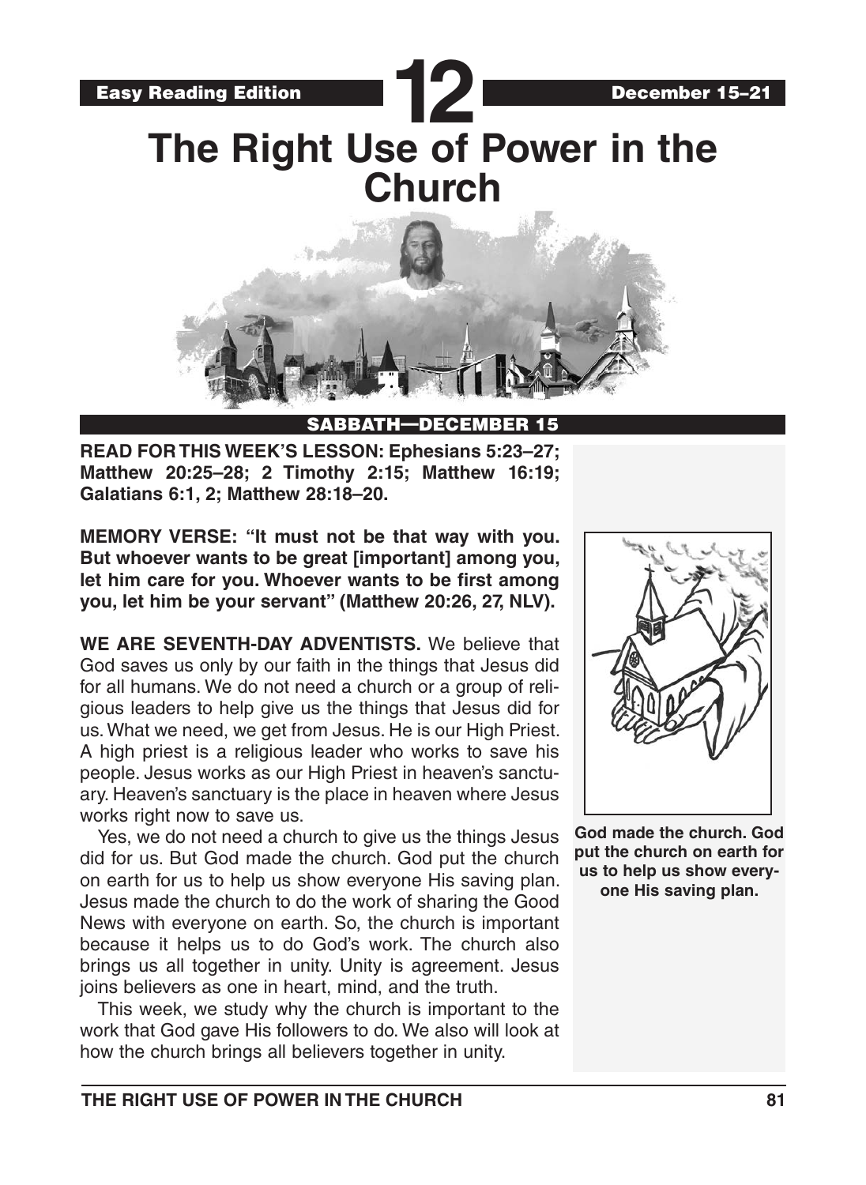**Easy Reading Edition** **12** **December 15–21**

# The Right Use of Power in the Church

## SABBATH—DECEMBER 15

**READ FOR THIS WEEK'S LESSON: Ephesians 5:23–27; Matthew 20:25–28; 2 Timothy 2:15; Matthew 16:19; Galatians 6:1, 2; Matthew 28:18–20.**

**MEMORY VERSE: "It must not be that way with you. But whoever wants to be great [important] among you, let him care for you. Whoever wants to be first among you, let him be your servant" (Matthew 20:26, 27, NLV).**

**WE ARE SEVENTH-DAY ADVENTISTS.** We believe that God saves us only by our faith in the things that Jesus did for all humans. We do not need a church or a group of religious leaders to help give us the things that Jesus did for us. What we need, we get from Jesus. He is our High Priest. A high priest is a religious leader who works to save his people. Jesus works as our High Priest in heaven's sanctuary. Heaven's sanctuary is the place in heaven where Jesus works right now to save us.

Yes, we do not need a church to give us the things Jesus did for us. But God made the church. God put the church on earth for us to help us show everyone His saving plan. Jesus made the church to do the work of sharing the Good News with everyone on earth. So, the church is important because it helps us to do God's work. The church also brings us all together in unity. Unity is agreement. Jesus joins believers as one in heart, mind, and the truth.

This week, we study why the church is important to the work that God gave His followers to do. We also will look at how the church brings all believers together in unity.

**God made the church. God put the church on earth for us to help us show everyone His saving plan.**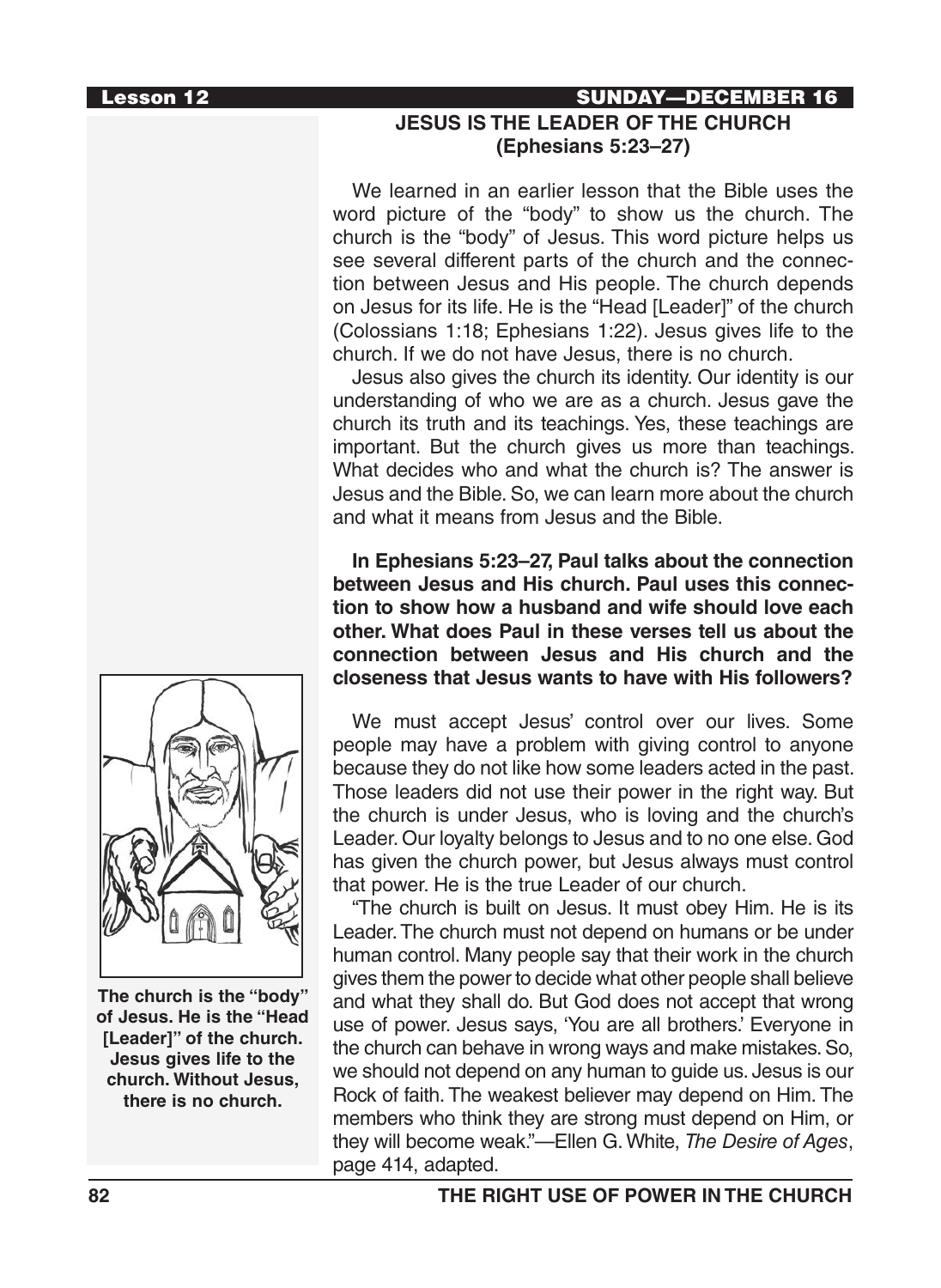## SUNDAY—DECEMBER 16

### JESUS IS THE LEADER OF THE CHURCH (Ephesians 5:23–27)

We learned in an earlier lesson that the Bible uses the word picture of the "body" to show us the church. The church is the "body" of Jesus. This word picture helps us see several different parts of the church and the connection between Jesus and His people. The church depends on Jesus for its life. He is the "Head [Leader]" of the church (Colossians 1:18; Ephesians 1:22). Jesus gives life to the church. If we do not have Jesus, there is no church.

Jesus also gives the church its identity. Our identity is our understanding of who we are as a church. Jesus gave the church its truth and its teachings. Yes, these teachings are important. But the church gives us more than teachings. What decides who and what the church is? The answer is Jesus and the Bible. So, we can learn more about the church and what it means from Jesus and the Bible.

**In Ephesians 5:23–27, Paul talks about the connection between Jesus and His church. Paul uses this connection to show how a husband and wife should love each other. What does Paul in these verses tell us about the connection between Jesus and His church and the closeness that Jesus wants to have with His followers?**

We must accept Jesus' control over our lives. Some people may have a problem with giving control to anyone because they do not like how some leaders acted in the past. Those leaders did not use their power in the right way. But the church is under Jesus, who is loving and the church's Leader. Our loyalty belongs to Jesus and to no one else. God has given the church power, but Jesus always must control that power. He is the true Leader of our church.

"The church is built on Jesus. It must obey Him. He is its Leader. The church must not depend on humans or be under human control. Many people say that their work in the church gives them the power to decide what other people shall believe and what they shall do. But God does not accept that wrong use of power. Jesus says, 'You are all brothers.' Everyone in the church can behave in wrong ways and make mistakes. So, we should not depend on any human to guide us. Jesus is our Rock of faith. The weakest believer may depend on Him. The members who think they are strong must depend on Him, or they will become weak."—Ellen G. White, *The Desire of Ages*, page 414, adapted.

**The church is the "body" of Jesus. He is the "Head [Leader]" of the church. Jesus gives life to the church. Without Jesus, there is no church.**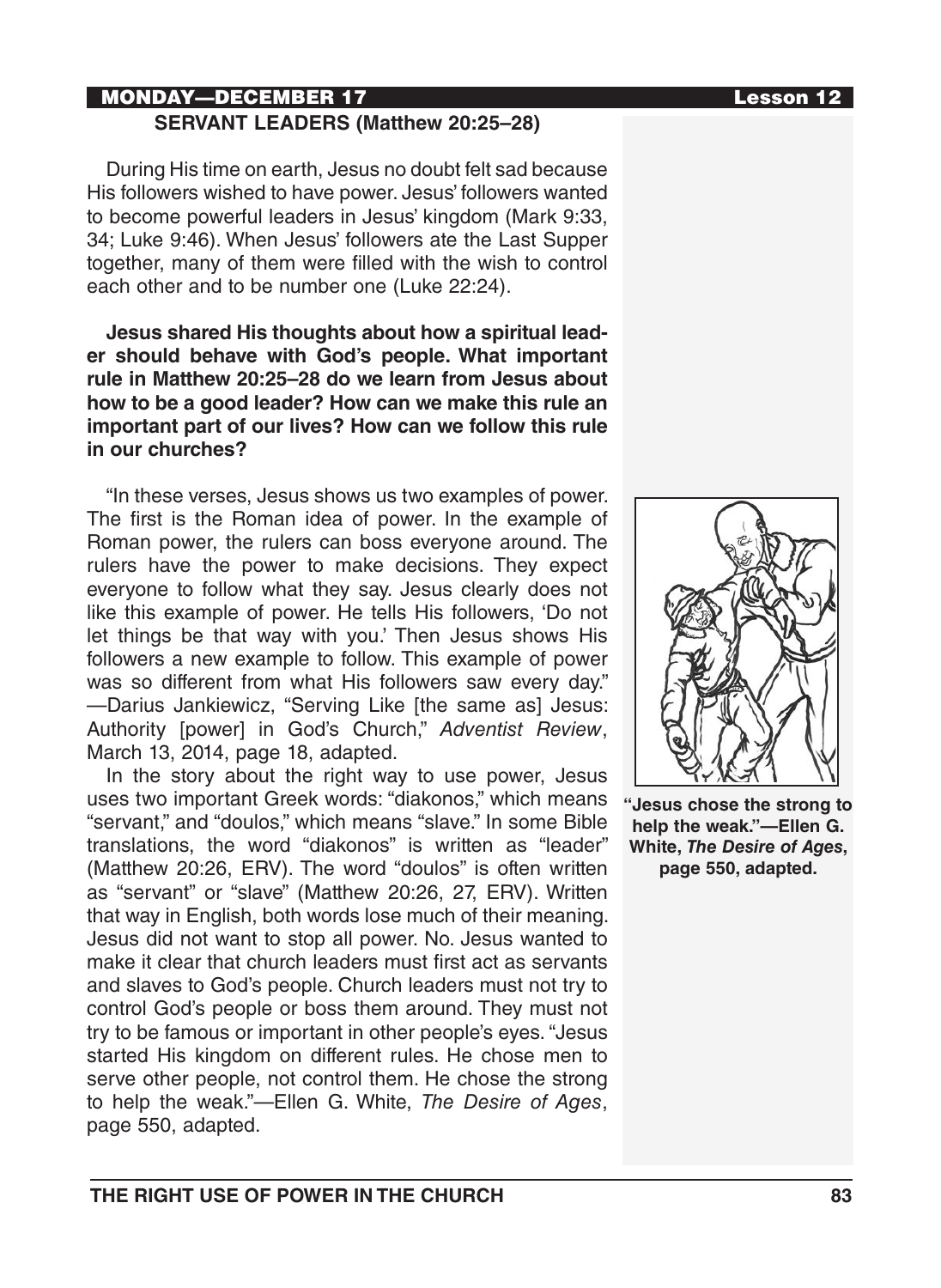## MONDAY—DECEMBER 17

### SERVANT LEADERS (Matthew 20:25–28)

During His time on earth, Jesus no doubt felt sad because His followers wished to have power. Jesus' followers wanted to become powerful leaders in Jesus' kingdom (Mark 9:33, 34; Luke 9:46). When Jesus' followers ate the Last Supper together, many of them were filled with the wish to control each other and to be number one (Luke 22:24).

**Jesus shared His thoughts about how a spiritual leader should behave with God's people. What important rule in Matthew 20:25–28 do we learn from Jesus about how to be a good leader? How can we make this rule an important part of our lives? How can we follow this rule in our churches?**

"In these verses, Jesus shows us two examples of power. The first is the Roman idea of power. In the example of Roman power, the rulers can boss everyone around. The rulers have the power to make decisions. They expect everyone to follow what they say. Jesus clearly does not like this example of power. He tells His followers, 'Do not let things be that way with you.' Then Jesus shows His followers a new example to follow. This example of power was so different from what His followers saw every day." —Darius Jankiewicz, "Serving Like [the same as] Jesus: Authority [power] in God's Church," *Adventist Review*, March 13, 2014, page 18, adapted.

In the story about the right way to use power, Jesus uses two important Greek words: "diakonos," which means "servant," and "doulos," which means "slave." In some Bible translations, the word "diakonos" is written as "leader" (Matthew 20:26, ERV). The word "doulos" is often written as "servant" or "slave" (Matthew 20:26, 27, ERV). Written that way in English, both words lose much of their meaning. Jesus did not want to stop all power. No. Jesus wanted to make it clear that church leaders must first act as servants and slaves to God's people. Church leaders must not try to control God's people or boss them around. They must not try to be famous or important in other people's eyes. "Jesus started His kingdom on different rules. He chose men to serve other people, not control them. He chose the strong to help the weak."—Ellen G. White, *The Desire of Ages*, page 550, adapted.

**"Jesus chose the strong to help the weak."—Ellen G. White, *The Desire of Ages*, page 550, adapted.**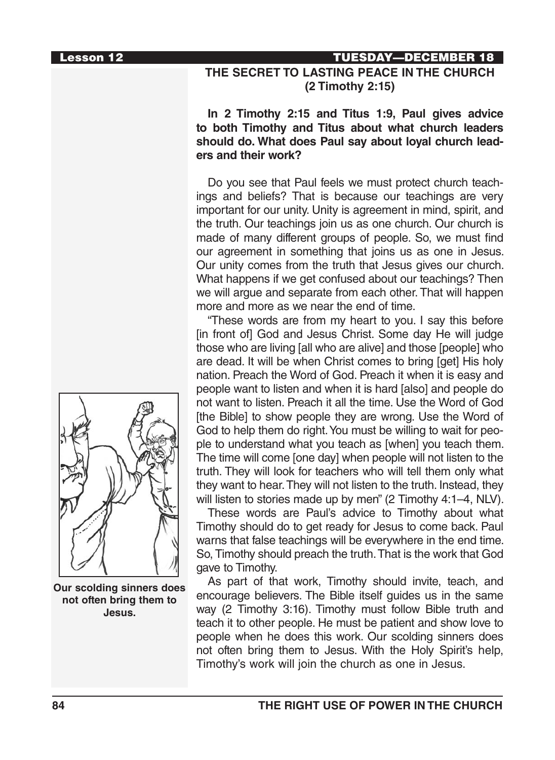## THE SECRET TO LASTING PEACE IN THE CHURCH (2 Timothy 2:15)

**In 2 Timothy 2:15 and Titus 1:9, Paul gives advice to both Timothy and Titus about what church leaders should do. What does Paul say about loyal church leaders and their work?**

Do you see that Paul feels we must protect church teachings and beliefs? That is because our teachings are very important for our unity. Unity is agreement in mind, spirit, and the truth. Our teachings join us as one church. Our church is made of many different groups of people. So, we must find our agreement in something that joins us as one in Jesus. Our unity comes from the truth that Jesus gives our church. What happens if we get confused about our teachings? Then we will argue and separate from each other. That will happen more and more as we near the end of time.

"These words are from my heart to you. I say this before [in front of] God and Jesus Christ. Some day He will judge those who are living [all who are alive] and those [people] who are dead. It will be when Christ comes to bring [get] His holy nation. Preach the Word of God. Preach it when it is easy and people want to listen and when it is hard [also] and people do not want to listen. Preach it all the time. Use the Word of God [the Bible] to show people they are wrong. Use the Word of God to help them do right. You must be willing to wait for people to understand what you teach as [when] you teach them. The time will come [one day] when people will not listen to the truth. They will look for teachers who will tell them only what they want to hear. They will not listen to the truth. Instead, they will listen to stories made up by men" (2 Timothy 4:1–4, NLV).

These words are Paul's advice to Timothy about what Timothy should do to get ready for Jesus to come back. Paul warns that false teachings will be everywhere in the end time. So, Timothy should preach the truth. That is the work that God gave to Timothy.

As part of that work, Timothy should invite, teach, and encourage believers. The Bible itself guides us in the same way (2 Timothy 3:16). Timothy must follow Bible truth and teach it to other people. He must be patient and show love to people when he does this work. Our scolding sinners does not often bring them to Jesus. With the Holy Spirit's help, Timothy's work will join the church as one in Jesus.

**Our scolding sinners does not often bring them to Jesus.**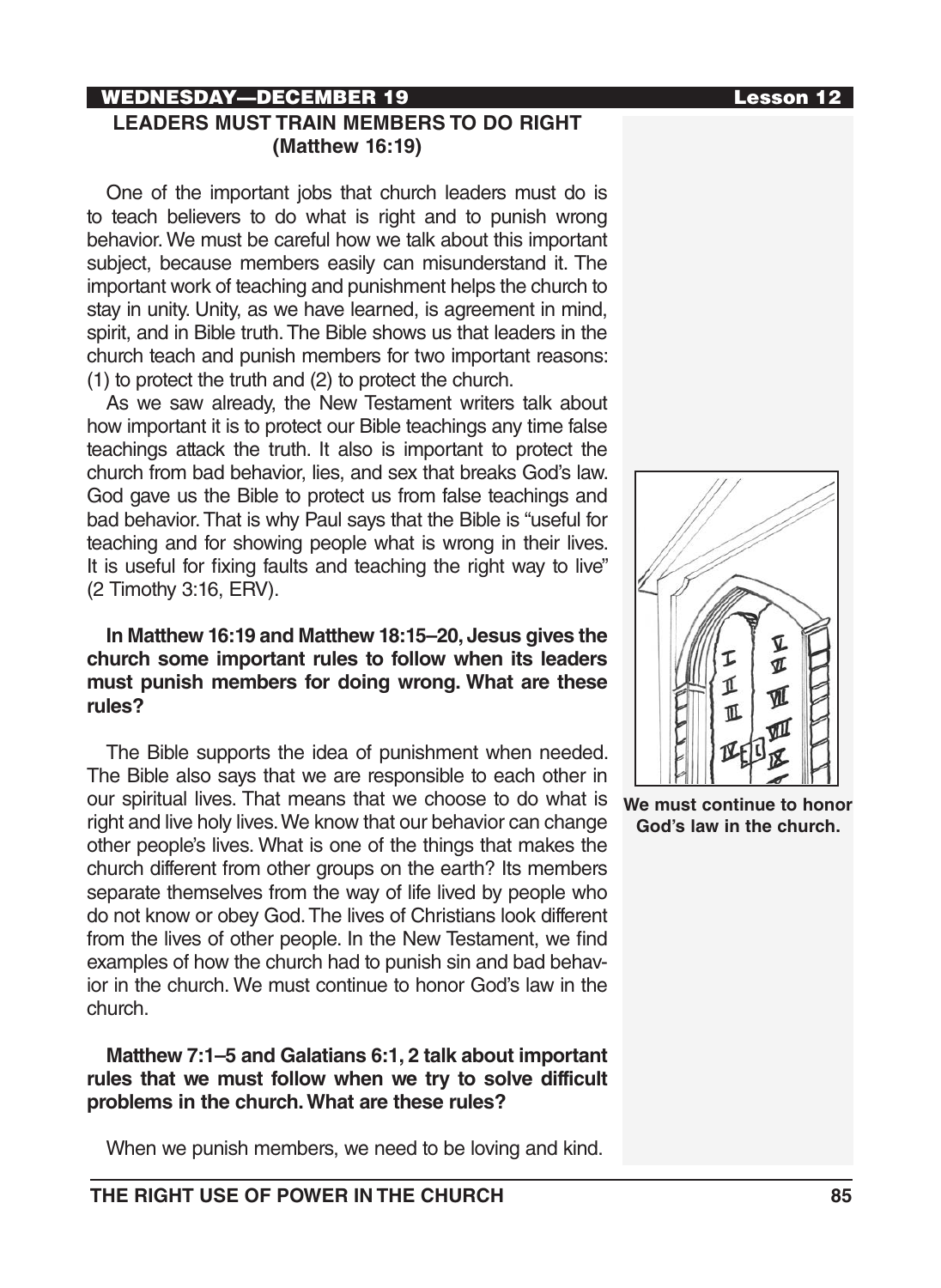WEDNESDAY—DECEMBER 19

## LEADERS MUST TRAIN MEMBERS TO DO RIGHT (Matthew 16:19)

One of the important jobs that church leaders must do is to teach believers to do what is right and to punish wrong behavior. We must be careful how we talk about this important subject, because members easily can misunderstand it. The important work of teaching and punishment helps the church to stay in unity. Unity, as we have learned, is agreement in mind, spirit, and in Bible truth. The Bible shows us that leaders in the church teach and punish members for two important reasons: (1) to protect the truth and (2) to protect the church.

As we saw already, the New Testament writers talk about how important it is to protect our Bible teachings any time false teachings attack the truth. It also is important to protect the church from bad behavior, lies, and sex that breaks God's law. God gave us the Bible to protect us from false teachings and bad behavior. That is why Paul says that the Bible is "useful for teaching and for showing people what is wrong in their lives. It is useful for fixing faults and teaching the right way to live" (2 Timothy 3:16, ERV).

**In Matthew 16:19 and Matthew 18:15–20, Jesus gives the church some important rules to follow when its leaders must punish members for doing wrong. What are these rules?**

The Bible supports the idea of punishment when needed. The Bible also says that we are responsible to each other in our spiritual lives. That means that we choose to do what is right and live holy lives. We know that our behavior can change other people's lives. What is one of the things that makes the church different from other groups on the earth? Its members separate themselves from the way of life lived by people who do not know or obey God. The lives of Christians look different from the lives of other people. In the New Testament, we find examples of how the church had to punish sin and bad behavior in the church. We must continue to honor God's law in the church.

**Matthew 7:1–5 and Galatians 6:1, 2 talk about important rules that we must follow when we try to solve difficult problems in the church. What are these rules?**

When we punish members, we need to be loving and kind.

**We must continue to honor God's law in the church.**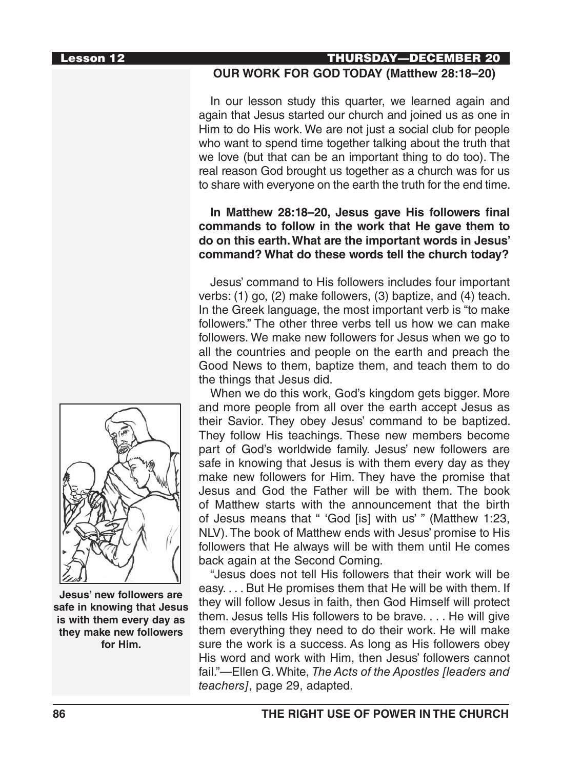## OUR WORK FOR GOD TODAY (Matthew 28:18–20)

In our lesson study this quarter, we learned again and again that Jesus started our church and joined us as one in Him to do His work. We are not just a social club for people who want to spend time together talking about the truth that we love (but that can be an important thing to do too). The real reason God brought us together as a church was for us to share with everyone on the earth the truth for the end time.

**In Matthew 28:18–20, Jesus gave His followers final commands to follow in the work that He gave them to do on this earth. What are the important words in Jesus' command? What do these words tell the church today?**

Jesus' command to His followers includes four important verbs: (1) go, (2) make followers, (3) baptize, and (4) teach. In the Greek language, the most important verb is "to make followers." The other three verbs tell us how we can make followers. We make new followers for Jesus when we go to all the countries and people on the earth and preach the Good News to them, baptize them, and teach them to do the things that Jesus did.

When we do this work, God's kingdom gets bigger. More and more people from all over the earth accept Jesus as their Savior. They obey Jesus' command to be baptized. They follow His teachings. These new members become part of God's worldwide family. Jesus' new followers are safe in knowing that Jesus is with them every day as they make new followers for Him. They have the promise that Jesus and God the Father will be with them. The book of Matthew starts with the announcement that the birth of Jesus means that " 'God [is] with us' " (Matthew 1:23, NLV). The book of Matthew ends with Jesus' promise to His followers that He always will be with them until He comes back again at the Second Coming.

"Jesus does not tell His followers that their work will be easy. . . . But He promises them that He will be with them. If they will follow Jesus in faith, then God Himself will protect them. Jesus tells His followers to be brave. . . . He will give them everything they need to do their work. He will make sure the work is a success. As long as His followers obey His word and work with Him, then Jesus' followers cannot fail."—Ellen G. White, *The Acts of the Apostles [leaders and teachers]*, page 29, adapted.

**Jesus' new followers are safe in knowing that Jesus is with them every day as they make new followers for Him.**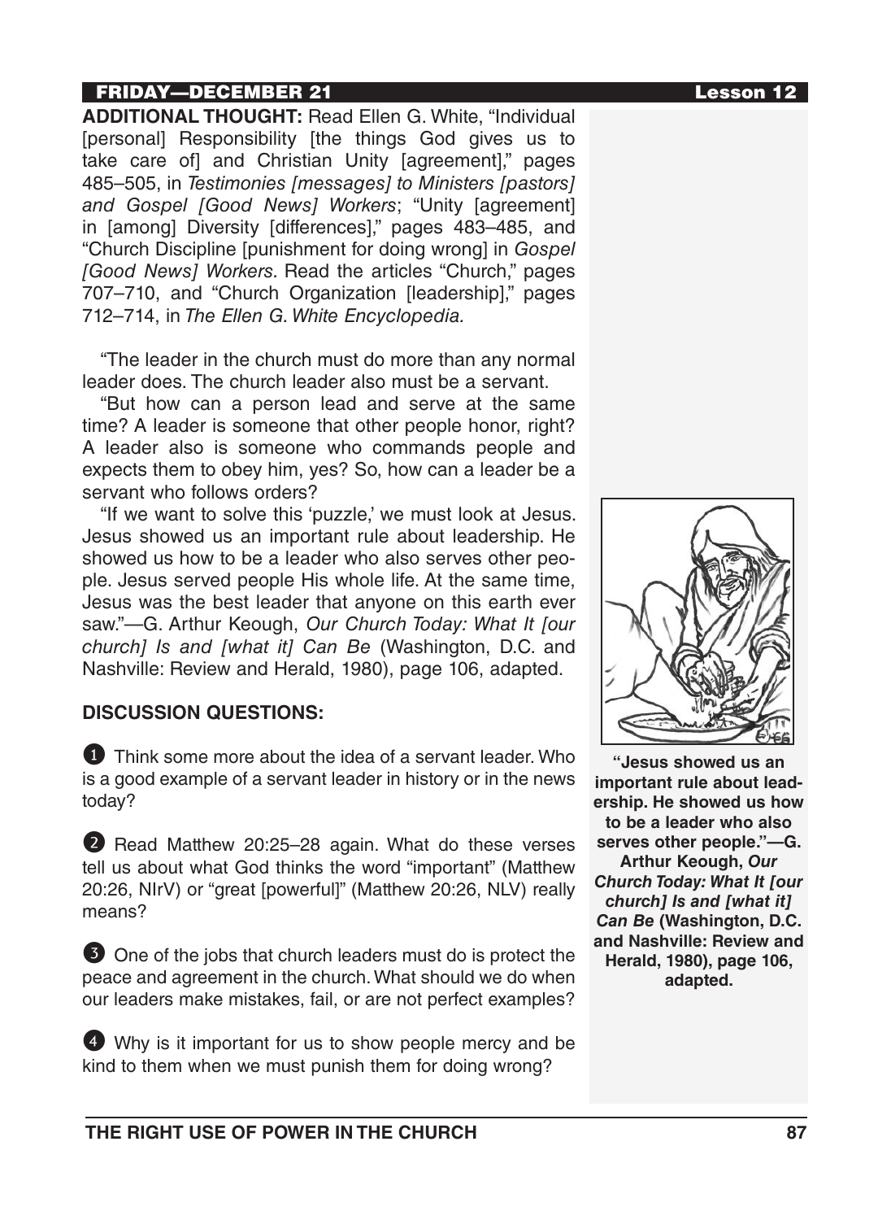## FRIDAY—DECEMBER 21

**ADDITIONAL THOUGHT:** Read Ellen G. White, "Individual [personal] Responsibility [the things God gives us to take care of] and Christian Unity [agreement]," pages 485–505, in *Testimonies [messages] to Ministers [pastors] and Gospel [Good News] Workers*; "Unity [agreement] in [among] Diversity [differences]," pages 483–485, and "Church Discipline [punishment for doing wrong] in *Gospel [Good News] Workers.* Read the articles "Church," pages 707–710, and "Church Organization [leadership]," pages 712–714, in *The Ellen G. White Encyclopedia*.

"The leader in the church must do more than any normal leader does. The church leader also must be a servant.

"But how can a person lead and serve at the same time? A leader is someone that other people honor, right? A leader also is someone who commands people and expects them to obey him, yes? So, how can a leader be a servant who follows orders?

"If we want to solve this 'puzzle,' we must look at Jesus. Jesus showed us an important rule about leadership. He showed us how to be a leader who also serves other people. Jesus served people His whole life. At the same time, Jesus was the best leader that anyone on this earth ever saw."—G. Arthur Keough, *Our Church Today: What It [our church] Is and [what it] Can Be* (Washington, D.C. and Nashville: Review and Herald, 1980), page 106, adapted.

**"Jesus showed us an important rule about leadership. He showed us how to be a leader who also serves other people."—G. Arthur Keough, *Our Church Today: What It [our church] Is and [what it] Can Be* (Washington, D.C. and Nashville: Review and Herald, 1980), page 106, adapted.**

**DISCUSSION QUESTIONS:**

1. Think some more about the idea of a servant leader. Who is a good example of a servant leader in history or in the news today?

2. Read Matthew 20:25–28 again. What do these verses tell us about what God thinks the word "important" (Matthew 20:26, NIrV) or "great [powerful]" (Matthew 20:26, NLV) really means?

3. One of the jobs that church leaders must do is protect the peace and agreement in the church. What should we do when our leaders make mistakes, fail, or are not perfect examples?

4. Why is it important for us to show people mercy and be kind to them when we must punish them for doing wrong?